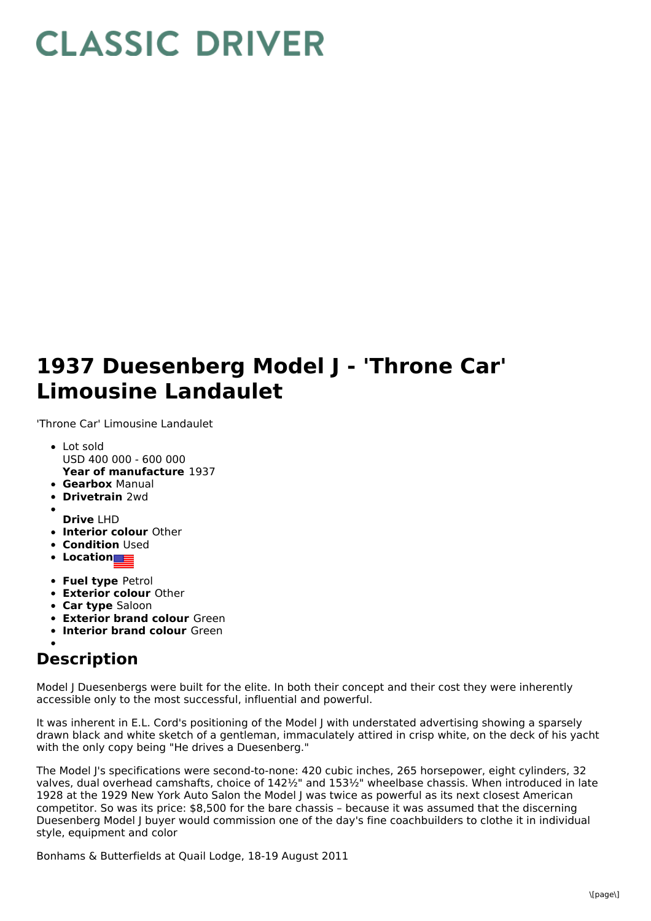# CLASSIC DRIVER

# 1937 Duesenberg Model J - 'Throne Car' Limousine Landaulet

'Throne Car' Limousine Landaulet

- Lot sold
  USD 400 000 - 600 000
  **Year of manufacture** 1937
- **Gearbox** Manual
- **Drivetrain** 2wd
- 
  **Drive** LHD
- **Interior colour** Other
- **Condition** Used
- **Location**
- **Fuel type** Petrol
- **Exterior colour** Other
- **Car type** Saloon
- **Exterior brand colour** Green
- **Interior brand colour** Green
- 

## Description

Model J Duesenbergs were built for the elite. In both their concept and their cost they were inherently accessible only to the most successful, influential and powerful.

It was inherent in E.L. Cord's positioning of the Model J with understated advertising showing a sparsely drawn black and white sketch of a gentleman, immaculately attired in crisp white, on the deck of his yacht with the only copy being "He drives a Duesenberg."

The Model J's specifications were second-to-none: 420 cubic inches, 265 horsepower, eight cylinders, 32 valves, dual overhead camshafts, choice of 142½" and 153½" wheelbase chassis. When introduced in late 1928 at the 1929 New York Auto Salon the Model J was twice as powerful as its next closest American competitor. So was its price: $8,500 for the bare chassis – because it was assumed that the discerning Duesenberg Model J buyer would commission one of the day's fine coachbuilders to clothe it in individual style, equipment and color

Bonhams & Butterfields at Quail Lodge, 18-19 August 2011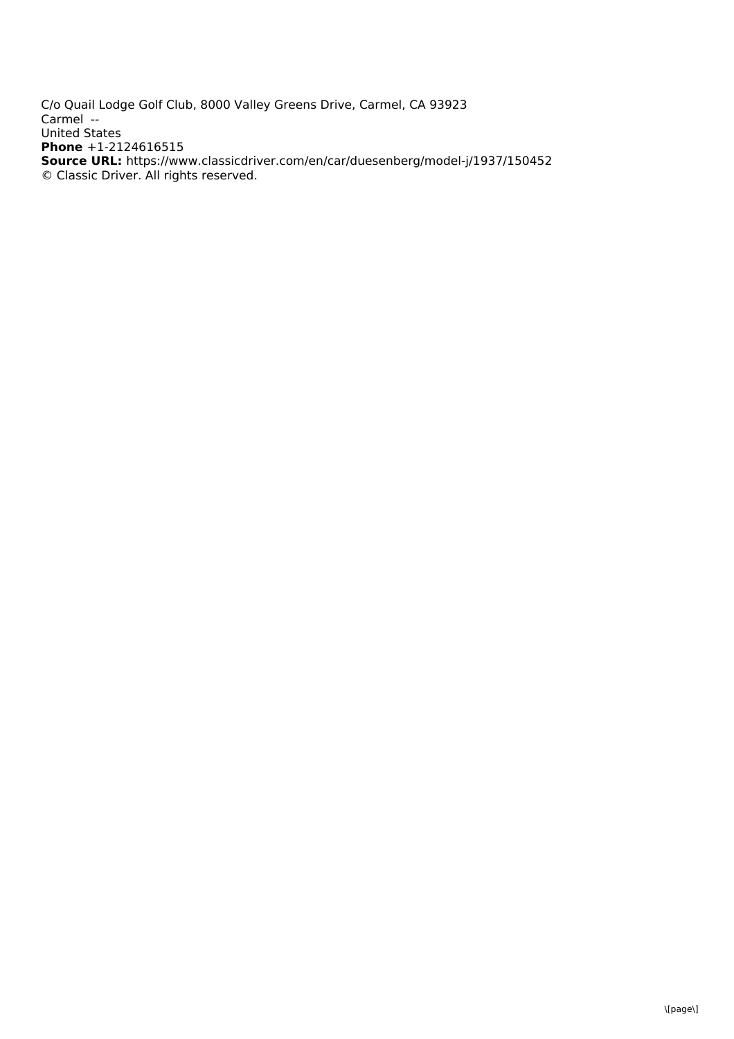C/o Quail Lodge Golf Club, 8000 Valley Greens Drive, Carmel, CA 93923
Carmel --
United States
**Phone** +1-2124616515
**Source URL:** https://www.classicdriver.com/en/car/duesenberg/model-j/1937/150452
© Classic Driver. All rights reserved.